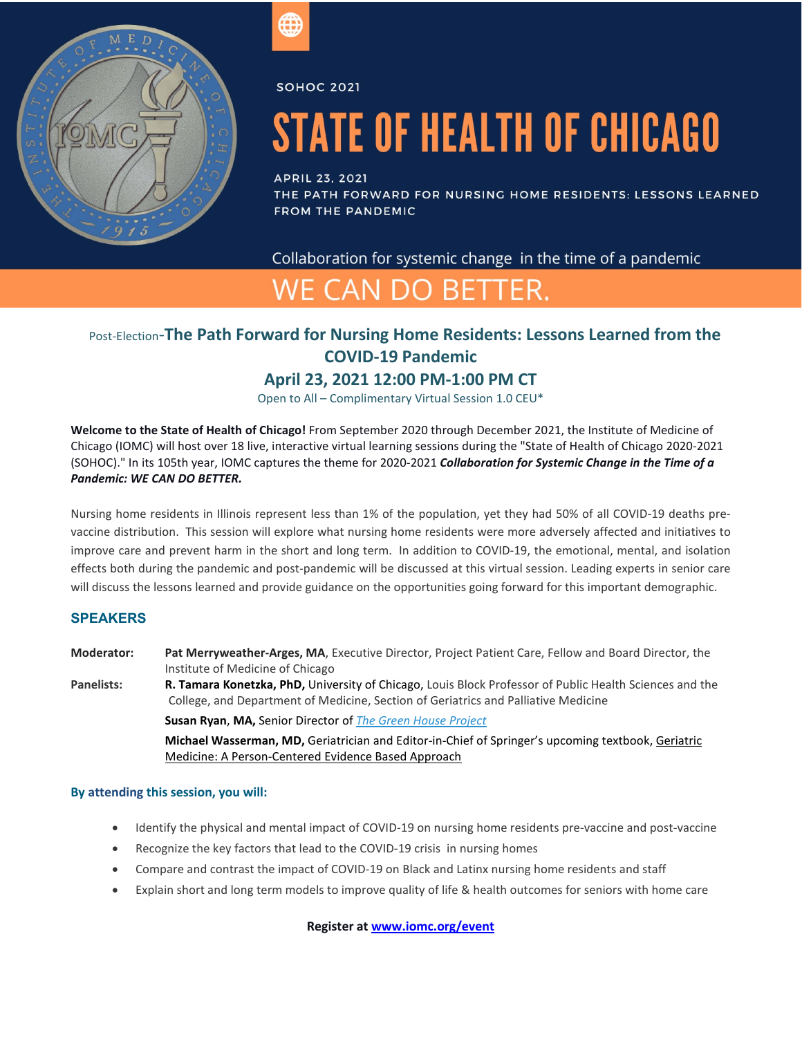SOHOC 2021

# STATE OF HEALTH OF CHICAGO

APRIL 23, 2021
THE PATH FORWARD FOR NURSING HOME RESIDENTS: LESSONS LEARNED FROM THE PANDEMIC

Collaboration for systemic change in the time of a pandemic

WE CAN DO BETTER.

## Post-Election-The Path Forward for Nursing Home Residents: Lessons Learned from the COVID-19 Pandemic

## April 23, 2021 12:00 PM-1:00 PM CT

Open to All – Complimentary Virtual Session 1.0 CEU*

**Welcome to the State of Health of Chicago!** From September 2020 through December 2021, the Institute of Medicine of Chicago (IOMC) will host over 18 live, interactive virtual learning sessions during the "State of Health of Chicago 2020-2021 (SOHOC)." In its 105th year, IOMC captures the theme for 2020-2021 ***Collaboration for Systemic Change in the Time of a Pandemic: WE CAN DO BETTER.***

Nursing home residents in Illinois represent less than 1% of the population, yet they had 50% of all COVID-19 deaths pre-vaccine distribution. This session will explore what nursing home residents were more adversely affected and initiatives to improve care and prevent harm in the short and long term. In addition to COVID-19, the emotional, mental, and isolation effects both during the pandemic and post-pandemic will be discussed at this virtual session. Leading experts in senior care will discuss the lessons learned and provide guidance on the opportunities going forward for this important demographic.

### SPEAKERS

**Moderator:** **Pat Merryweather-Arges, MA**, Executive Director, Project Patient Care, Fellow and Board Director, the Institute of Medicine of Chicago

**Panelists:** **R. Tamara Konetzka, PhD,** University of Chicago, Louis Block Professor of Public Health Sciences and the College, and Department of Medicine, Section of Geriatrics and Palliative Medicine

**Susan Ryan**, **MA,** Senior Director of *The Green House Project*

**Michael Wasserman, MD,** Geriatrician and Editor-in-Chief of Springer's upcoming textbook, Geriatric Medicine: A Person-Centered Evidence Based Approach

#### By attending this session, you will:

- Identify the physical and mental impact of COVID-19 on nursing home residents pre-vaccine and post-vaccine
- Recognize the key factors that lead to the COVID-19 crisis in nursing homes
- Compare and contrast the impact of COVID-19 on Black and Latinx nursing home residents and staff
- Explain short and long term models to improve quality of life & health outcomes for seniors with home care

**Register at www.iomc.org/event**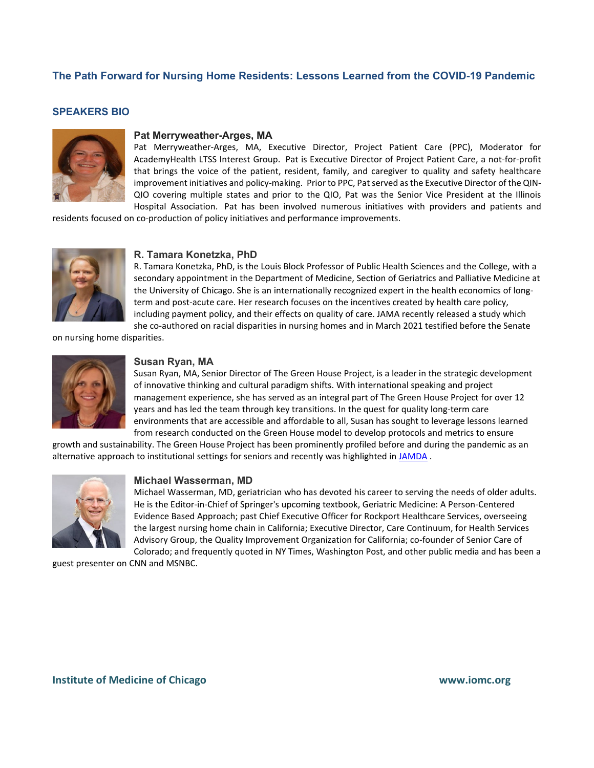## The Path Forward for Nursing Home Residents: Lessons Learned from the COVID-19 Pandemic

### SPEAKERS BIO

#### Pat Merryweather-Arges, MA

Pat Merryweather-Arges, MA, Executive Director, Project Patient Care (PPC), Moderator for AcademyHealth LTSS Interest Group. Pat is Executive Director of Project Patient Care, a not-for-profit that brings the voice of the patient, resident, family, and caregiver to quality and safety healthcare improvement initiatives and policy-making. Prior to PPC, Pat served as the Executive Director of the QIN-QIO covering multiple states and prior to the QIO, Pat was the Senior Vice President at the Illinois Hospital Association. Pat has been involved numerous initiatives with providers and patients and residents focused on co-production of policy initiatives and performance improvements.

#### R. Tamara Konetzka, PhD

R. Tamara Konetzka, PhD, is the Louis Block Professor of Public Health Sciences and the College, with a secondary appointment in the Department of Medicine, Section of Geriatrics and Palliative Medicine at the University of Chicago. She is an internationally recognized expert in the health economics of long-term and post-acute care. Her research focuses on the incentives created by health care policy, including payment policy, and their effects on quality of care. JAMA recently released a study which she co-authored on racial disparities in nursing homes and in March 2021 testified before the Senate on nursing home disparities.

#### Susan Ryan, MA

Susan Ryan, MA, Senior Director of The Green House Project, is a leader in the strategic development of innovative thinking and cultural paradigm shifts. With international speaking and project management experience, she has served as an integral part of The Green House Project for over 12 years and has led the team through key transitions. In the quest for quality long-term care environments that are accessible and affordable to all, Susan has sought to leverage lessons learned from research conducted on the Green House model to develop protocols and metrics to ensure growth and sustainability. The Green House Project has been prominently profiled before and during the pandemic as an alternative approach to institutional settings for seniors and recently was highlighted in JAMDA .

#### Michael Wasserman, MD

Michael Wasserman, MD, geriatrician who has devoted his career to serving the needs of older adults. He is the Editor-in-Chief of Springer's upcoming textbook, Geriatric Medicine: A Person-Centered Evidence Based Approach; past Chief Executive Officer for Rockport Healthcare Services, overseeing the largest nursing home chain in California; Executive Director, Care Continuum, for Health Services Advisory Group, the Quality Improvement Organization for California; co-founder of Senior Care of Colorado; and frequently quoted in NY Times, Washington Post, and other public media and has been a guest presenter on CNN and MSNBC.